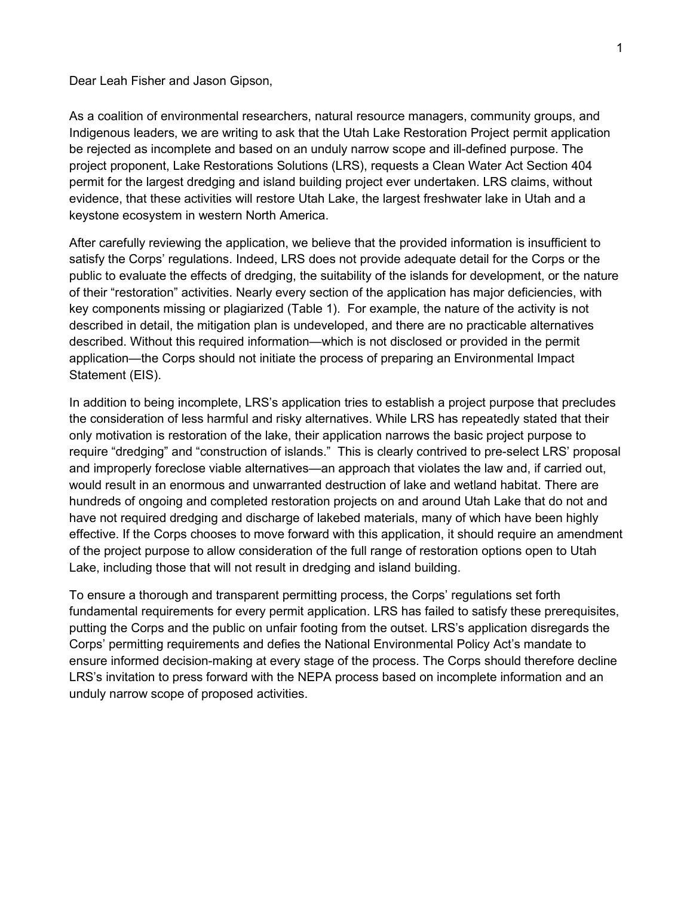Dear Leah Fisher and Jason Gipson,

As a coalition of environmental researchers, natural resource managers, community groups, and Indigenous leaders, we are writing to ask that the Utah Lake Restoration Project permit application be rejected as incomplete and based on an unduly narrow scope and ill-defined purpose. The project proponent, Lake Restorations Solutions (LRS), requests a Clean Water Act Section 404 permit for the largest dredging and island building project ever undertaken. LRS claims, without evidence, that these activities will restore Utah Lake, the largest freshwater lake in Utah and a keystone ecosystem in western North America.

After carefully reviewing the application, we believe that the provided information is insufficient to satisfy the Corps' regulations. Indeed, LRS does not provide adequate detail for the Corps or the public to evaluate the effects of dredging, the suitability of the islands for development, or the nature of their "restoration" activities. Nearly every section of the application has major deficiencies, with key components missing or plagiarized (Table 1). For example, the nature of the activity is not described in detail, the mitigation plan is undeveloped, and there are no practicable alternatives described. Without this required information—which is not disclosed or provided in the permit application—the Corps should not initiate the process of preparing an Environmental Impact Statement (EIS).

In addition to being incomplete, LRS's application tries to establish a project purpose that precludes the consideration of less harmful and risky alternatives. While LRS has repeatedly stated that their only motivation is restoration of the lake, their application narrows the basic project purpose to require "dredging" and "construction of islands." This is clearly contrived to pre-select LRS' proposal and improperly foreclose viable alternatives—an approach that violates the law and, if carried out, would result in an enormous and unwarranted destruction of lake and wetland habitat. There are hundreds of ongoing and completed restoration projects on and around Utah Lake that do not and have not required dredging and discharge of lakebed materials, many of which have been highly effective. If the Corps chooses to move forward with this application, it should require an amendment of the project purpose to allow consideration of the full range of restoration options open to Utah Lake, including those that will not result in dredging and island building.

To ensure a thorough and transparent permitting process, the Corps' regulations set forth fundamental requirements for every permit application. LRS has failed to satisfy these prerequisites, putting the Corps and the public on unfair footing from the outset. LRS's application disregards the Corps' permitting requirements and defies the National Environmental Policy Act's mandate to ensure informed decision-making at every stage of the process. The Corps should therefore decline LRS's invitation to press forward with the NEPA process based on incomplete information and an unduly narrow scope of proposed activities.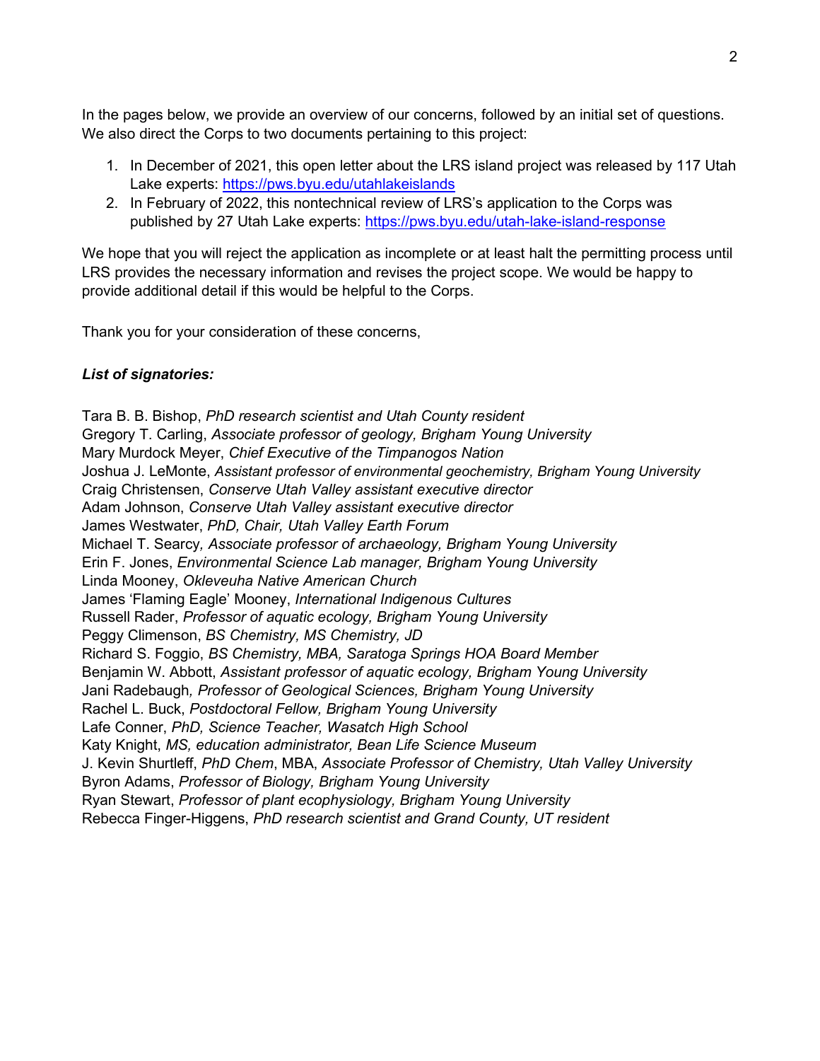In the pages below, we provide an overview of our concerns, followed by an initial set of questions. We also direct the Corps to two documents pertaining to this project:

1. In December of 2021, this open letter about the LRS island project was released by 117 Utah Lake experts: [https://pws.byu.edu/utahlakeislands](https://pws.byu.edu/utahlakeislands)
2. In February of 2022, this nontechnical review of LRS's application to the Corps was published by 27 Utah Lake experts: [https://pws.byu.edu/utah-lake-island-response](https://pws.byu.edu/utah-lake-island-response)

We hope that you will reject the application as incomplete or at least halt the permitting process until LRS provides the necessary information and revises the project scope. We would be happy to provide additional detail if this would be helpful to the Corps.

Thank you for your consideration of these concerns,

***List of signatories:***

Tara B. B. Bishop, *PhD research scientist and Utah County resident*
Gregory T. Carling, *Associate professor of geology, Brigham Young University*
Mary Murdock Meyer, *Chief Executive of the Timpanogos Nation*
Joshua J. LeMonte, *Assistant professor of environmental geochemistry, Brigham Young University*
Craig Christensen, *Conserve Utah Valley assistant executive director*
Adam Johnson, *Conserve Utah Valley assistant executive director*
James Westwater, *PhD, Chair, Utah Valley Earth Forum*
Michael T. Searcy*, Associate professor of archaeology, Brigham Young University*
Erin F. Jones, *Environmental Science Lab manager, Brigham Young University*
Linda Mooney, *Okleveuha Native American Church*
James 'Flaming Eagle' Mooney, *International Indigenous Cultures*
Russell Rader, *Professor of aquatic ecology, Brigham Young University*
Peggy Climenson, *BS Chemistry, MS Chemistry, JD*
Richard S. Foggio, *BS Chemistry, MBA, Saratoga Springs HOA Board Member*
Benjamin W. Abbott, *Assistant professor of aquatic ecology, Brigham Young University*
Jani Radebaugh*, Professor of Geological Sciences, Brigham Young University*
Rachel L. Buck, *Postdoctoral Fellow, Brigham Young University*
Lafe Conner, *PhD, Science Teacher, Wasatch High School*
Katy Knight, *MS, education administrator, Bean Life Science Museum*
J. Kevin Shurtleff, *PhD Chem*, MBA, *Associate Professor of Chemistry, Utah Valley University*
Byron Adams, *Professor of Biology, Brigham Young University*
Ryan Stewart, *Professor of plant ecophysiology, Brigham Young University*
Rebecca Finger-Higgens, *PhD research scientist and Grand County, UT resident*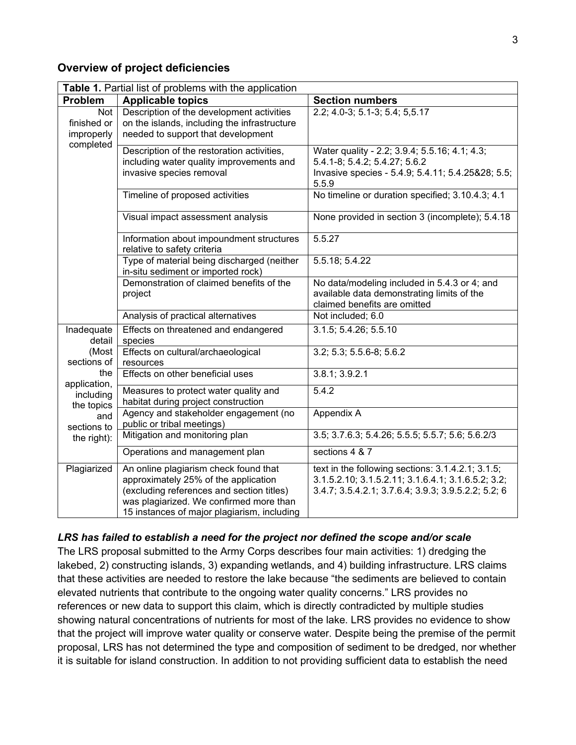## Overview of project deficiencies

| **Table 1.** Partial list of problems with the application | | |
|---|---|---|
| **Problem** | **Applicable topics** | **Section numbers** |
| Not finished or improperly completed | Description of the development activities on the islands, including the infrastructure needed to support that development | 2.2; 4.0-3; 5.1-3; 5.4; 5,5.17 |
| | Description of the restoration activities, including water quality improvements and invasive species removal | Water quality - 2.2; 3.9.4; 5.5.16; 4.1; 4.3; 5.4.1-8; 5.4.2; 5.4.27; 5.6.2<br>Invasive species - 5.4.9; 5.4.11; 5.4.25&28; 5.5; 5.5.9 |
| | Timeline of proposed activities | No timeline or duration specified; 3.10.4.3; 4.1 |
| | Visual impact assessment analysis | None provided in section 3 (incomplete); 5.4.18 |
| | Information about impoundment structures relative to safety criteria | 5.5.27 |
| | Type of material being discharged (neither in-situ sediment or imported rock) | 5.5.18; 5.4.22 |
| | Demonstration of claimed benefits of the project | No data/modeling included in 5.4.3 or 4; and available data demonstrating limits of the claimed benefits are omitted |
| | Analysis of practical alternatives | Not included; 6.0 |
| Inadequate detail (Most sections of the application, including the topics and sections to the right): | Effects on threatened and endangered species | 3.1.5; 5.4.26; 5.5.10 |
| | Effects on cultural/archaeological resources | 3.2; 5.3; 5.5.6-8; 5.6.2 |
| | Effects on other beneficial uses | 3.8.1; 3.9.2.1 |
| | Measures to protect water quality and habitat during project construction | 5.4.2 |
| | Agency and stakeholder engagement (no public or tribal meetings) | Appendix A |
| | Mitigation and monitoring plan | 3.5; 3.7.6.3; 5.4.26; 5.5.5; 5.5.7; 5.6; 5.6.2/3 |
| | Operations and management plan | sections 4 & 7 |
| Plagiarized | An online plagiarism check found that approximately 25% of the application (excluding references and section titles) was plagiarized. We confirmed more than 15 instances of major plagiarism, including | text in the following sections: 3.1.4.2.1; 3.1.5; 3.1.5.2.10; 3.1.5.2.11; 3.1.6.4.1; 3.1.6.5.2; 3.2; 3.4.7; 3.5.4.2.1; 3.7.6.4; 3.9.3; 3.9.5.2.2; 5.2; 6 |

### *LRS has failed to establish a need for the project nor defined the scope and/or scale*

The LRS proposal submitted to the Army Corps describes four main activities: 1) dredging the lakebed, 2) constructing islands, 3) expanding wetlands, and 4) building infrastructure. LRS claims that these activities are needed to restore the lake because "the sediments are believed to contain elevated nutrients that contribute to the ongoing water quality concerns." LRS provides no references or new data to support this claim, which is directly contradicted by multiple studies showing natural concentrations of nutrients for most of the lake. LRS provides no evidence to show that the project will improve water quality or conserve water. Despite being the premise of the permit proposal, LRS has not determined the type and composition of sediment to be dredged, nor whether it is suitable for island construction. In addition to not providing sufficient data to establish the need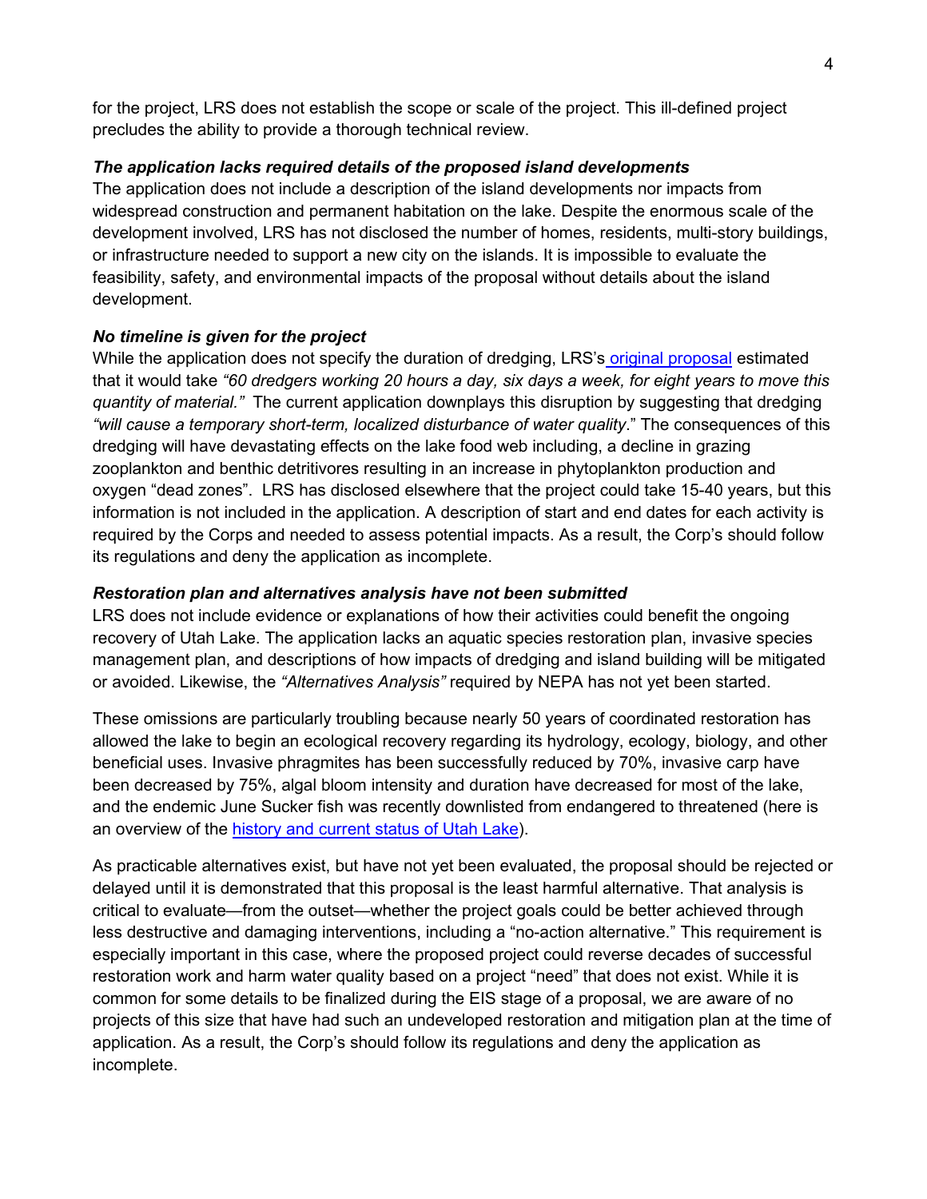for the project, LRS does not establish the scope or scale of the project. This ill-defined project precludes the ability to provide a thorough technical review.

***The application lacks required details of the proposed island developments***

The application does not include a description of the island developments nor impacts from widespread construction and permanent habitation on the lake. Despite the enormous scale of the development involved, LRS has not disclosed the number of homes, residents, multi-story buildings, or infrastructure needed to support a new city on the islands. It is impossible to evaluate the feasibility, safety, and environmental impacts of the proposal without details about the island development.

***No timeline is given for the project***

While the application does not specify the duration of dredging, LRS's original proposal estimated that it would take *"60 dredgers working 20 hours a day, six days a week, for eight years to move this quantity of material."* The current application downplays this disruption by suggesting that dredging *"will cause a temporary short-term, localized disturbance of water quality*." The consequences of this dredging will have devastating effects on the lake food web including, a decline in grazing zooplankton and benthic detritivores resulting in an increase in phytoplankton production and oxygen "dead zones". LRS has disclosed elsewhere that the project could take 15-40 years, but this information is not included in the application. A description of start and end dates for each activity is required by the Corps and needed to assess potential impacts. As a result, the Corp's should follow its regulations and deny the application as incomplete.

***Restoration plan and alternatives analysis have not been submitted***

LRS does not include evidence or explanations of how their activities could benefit the ongoing recovery of Utah Lake. The application lacks an aquatic species restoration plan, invasive species management plan, and descriptions of how impacts of dredging and island building will be mitigated or avoided. Likewise, the *"Alternatives Analysis"* required by NEPA has not yet been started.

These omissions are particularly troubling because nearly 50 years of coordinated restoration has allowed the lake to begin an ecological recovery regarding its hydrology, ecology, biology, and other beneficial uses. Invasive phragmites has been successfully reduced by 70%, invasive carp have been decreased by 75%, algal bloom intensity and duration have decreased for most of the lake, and the endemic June Sucker fish was recently downlisted from endangered to threatened (here is an overview of the history and current status of Utah Lake).

As practicable alternatives exist, but have not yet been evaluated, the proposal should be rejected or delayed until it is demonstrated that this proposal is the least harmful alternative. That analysis is critical to evaluate—from the outset—whether the project goals could be better achieved through less destructive and damaging interventions, including a "no-action alternative." This requirement is especially important in this case, where the proposed project could reverse decades of successful restoration work and harm water quality based on a project "need" that does not exist. While it is common for some details to be finalized during the EIS stage of a proposal, we are aware of no projects of this size that have had such an undeveloped restoration and mitigation plan at the time of application. As a result, the Corp's should follow its regulations and deny the application as incomplete.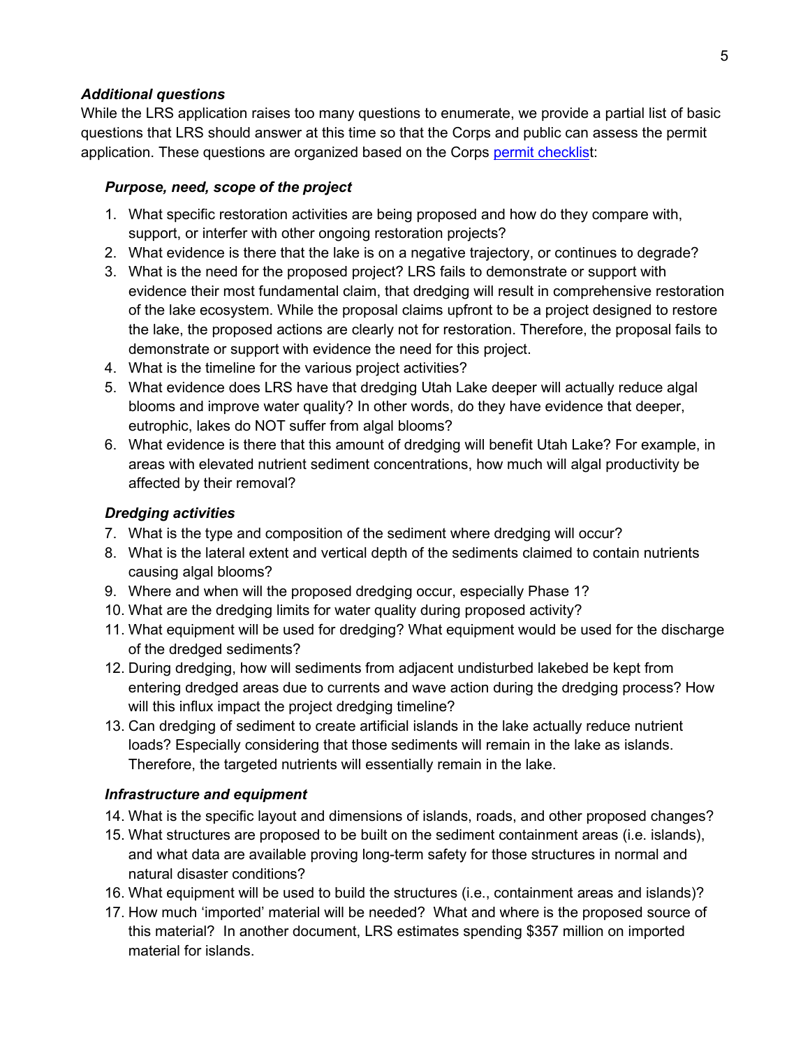***Additional questions***

While the LRS application raises too many questions to enumerate, we provide a partial list of basic questions that LRS should answer at this time so that the Corps and public can assess the permit application. These questions are organized based on the Corps permit checklist:

***Purpose, need, scope of the project***

1. What specific restoration activities are being proposed and how do they compare with, support, or interfer with other ongoing restoration projects?
2. What evidence is there that the lake is on a negative trajectory, or continues to degrade?
3. What is the need for the proposed project? LRS fails to demonstrate or support with evidence their most fundamental claim, that dredging will result in comprehensive restoration of the lake ecosystem. While the proposal claims upfront to be a project designed to restore the lake, the proposed actions are clearly not for restoration. Therefore, the proposal fails to demonstrate or support with evidence the need for this project.
4. What is the timeline for the various project activities?
5. What evidence does LRS have that dredging Utah Lake deeper will actually reduce algal blooms and improve water quality? In other words, do they have evidence that deeper, eutrophic, lakes do NOT suffer from algal blooms?
6. What evidence is there that this amount of dredging will benefit Utah Lake? For example, in areas with elevated nutrient sediment concentrations, how much will algal productivity be affected by their removal?

***Dredging activities***

7. What is the type and composition of the sediment where dredging will occur?
8. What is the lateral extent and vertical depth of the sediments claimed to contain nutrients causing algal blooms?
9. Where and when will the proposed dredging occur, especially Phase 1?
10. What are the dredging limits for water quality during proposed activity?
11. What equipment will be used for dredging? What equipment would be used for the discharge of the dredged sediments?
12. During dredging, how will sediments from adjacent undisturbed lakebed be kept from entering dredged areas due to currents and wave action during the dredging process? How will this influx impact the project dredging timeline?
13. Can dredging of sediment to create artificial islands in the lake actually reduce nutrient loads? Especially considering that those sediments will remain in the lake as islands. Therefore, the targeted nutrients will essentially remain in the lake.

***Infrastructure and equipment***

14. What is the specific layout and dimensions of islands, roads, and other proposed changes?
15. What structures are proposed to be built on the sediment containment areas (i.e. islands), and what data are available proving long-term safety for those structures in normal and natural disaster conditions?
16. What equipment will be used to build the structures (i.e., containment areas and islands)?
17. How much 'imported' material will be needed? What and where is the proposed source of this material? In another document, LRS estimates spending $357 million on imported material for islands.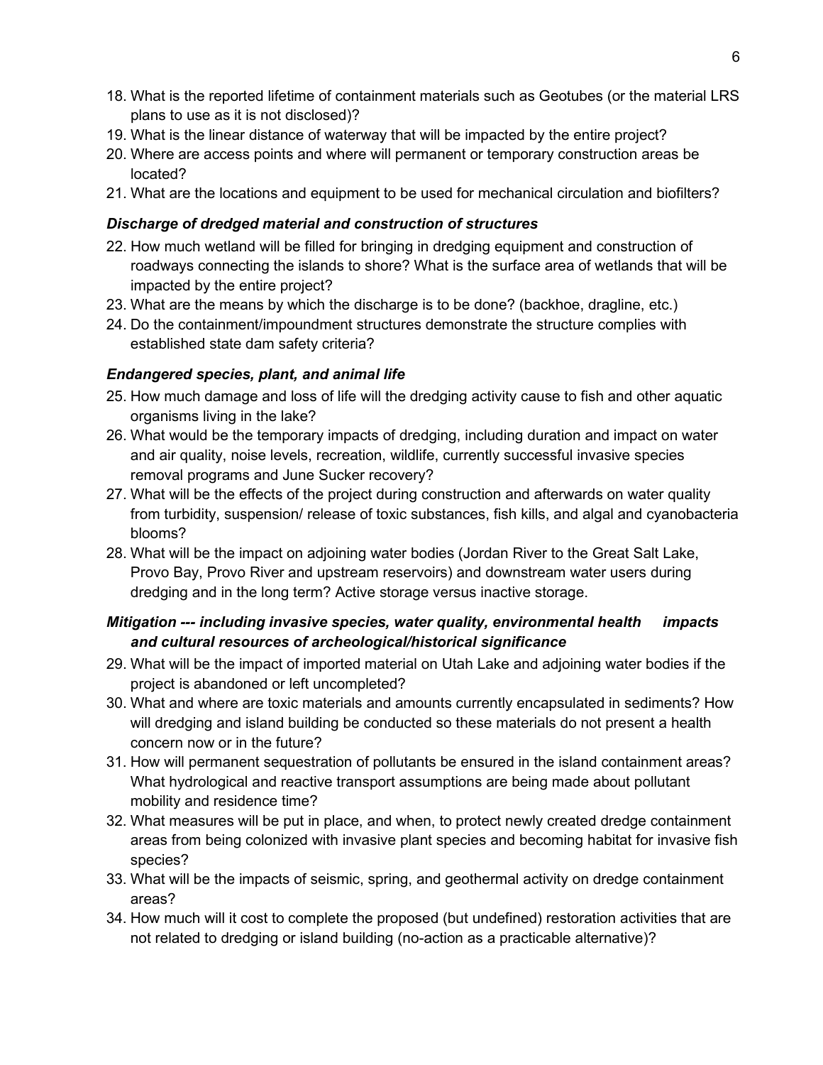18. What is the reported lifetime of containment materials such as Geotubes (or the material LRS plans to use as it is not disclosed)?
19. What is the linear distance of waterway that will be impacted by the entire project?
20. Where are access points and where will permanent or temporary construction areas be located?
21. What are the locations and equipment to be used for mechanical circulation and biofilters?

***Discharge of dredged material and construction of structures***

22. How much wetland will be filled for bringing in dredging equipment and construction of roadways connecting the islands to shore? What is the surface area of wetlands that will be impacted by the entire project?
23. What are the means by which the discharge is to be done? (backhoe, dragline, etc.)
24. Do the containment/impoundment structures demonstrate the structure complies with established state dam safety criteria?

***Endangered species, plant, and animal life***

25. How much damage and loss of life will the dredging activity cause to fish and other aquatic organisms living in the lake?
26. What would be the temporary impacts of dredging, including duration and impact on water and air quality, noise levels, recreation, wildlife, currently successful invasive species removal programs and June Sucker recovery?
27. What will be the effects of the project during construction and afterwards on water quality from turbidity, suspension/ release of toxic substances, fish kills, and algal and cyanobacteria blooms?
28. What will be the impact on adjoining water bodies (Jordan River to the Great Salt Lake, Provo Bay, Provo River and upstream reservoirs) and downstream water users during dredging and in the long term? Active storage versus inactive storage.

***Mitigation --- including invasive species, water quality, environmental health impacts and cultural resources of archeological/historical significance***

29. What will be the impact of imported material on Utah Lake and adjoining water bodies if the project is abandoned or left uncompleted?
30. What and where are toxic materials and amounts currently encapsulated in sediments? How will dredging and island building be conducted so these materials do not present a health concern now or in the future?
31. How will permanent sequestration of pollutants be ensured in the island containment areas? What hydrological and reactive transport assumptions are being made about pollutant mobility and residence time?
32. What measures will be put in place, and when, to protect newly created dredge containment areas from being colonized with invasive plant species and becoming habitat for invasive fish species?
33. What will be the impacts of seismic, spring, and geothermal activity on dredge containment areas?
34. How much will it cost to complete the proposed (but undefined) restoration activities that are not related to dredging or island building (no-action as a practicable alternative)?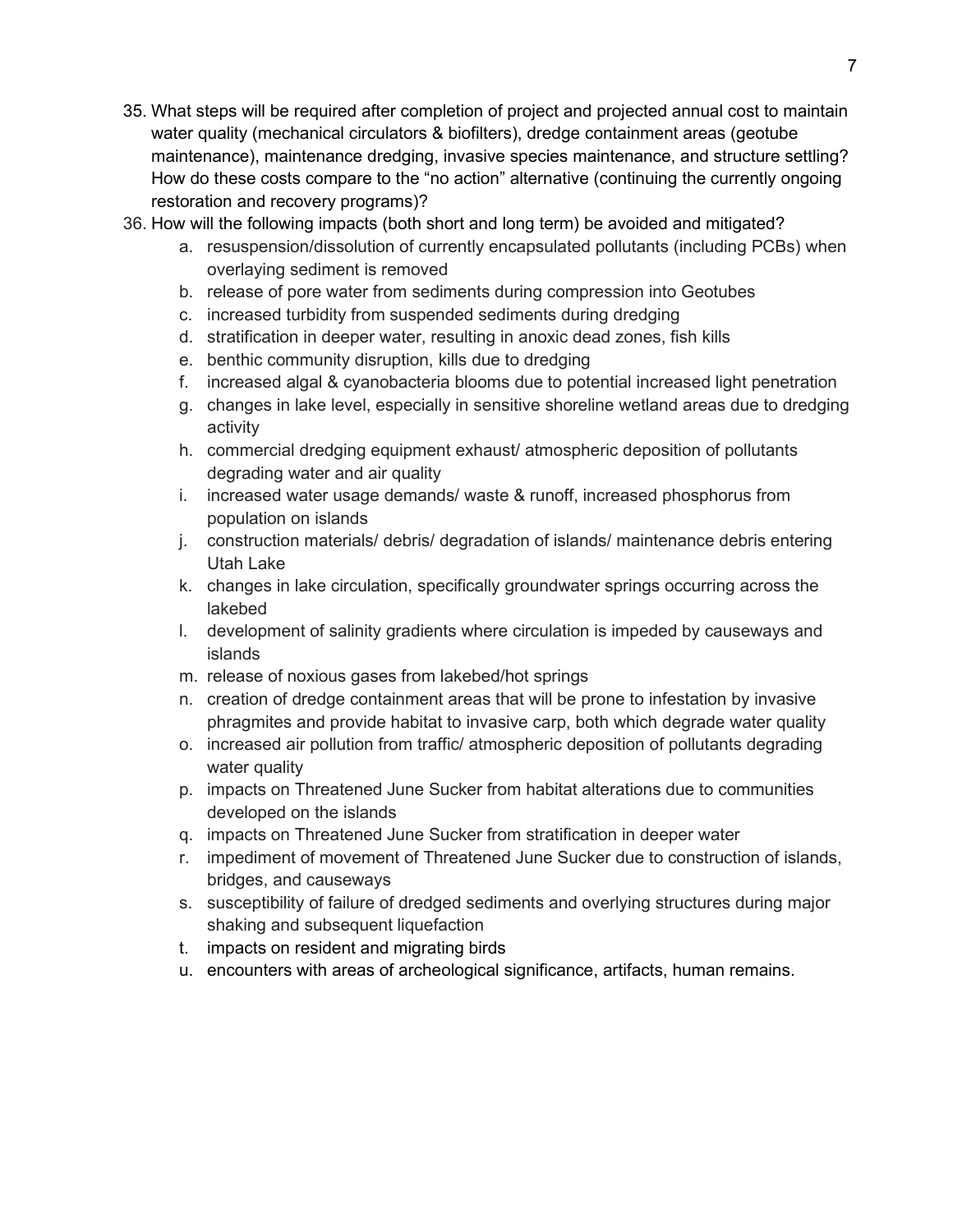35. What steps will be required after completion of project and projected annual cost to maintain water quality (mechanical circulators & biofilters), dredge containment areas (geotube maintenance), maintenance dredging, invasive species maintenance, and structure settling? How do these costs compare to the "no action" alternative (continuing the currently ongoing restoration and recovery programs)?
36. How will the following impacts (both short and long term) be avoided and mitigated?
    a. resuspension/dissolution of currently encapsulated pollutants (including PCBs) when overlaying sediment is removed
    b. release of pore water from sediments during compression into Geotubes
    c. increased turbidity from suspended sediments during dredging
    d. stratification in deeper water, resulting in anoxic dead zones, fish kills
    e. benthic community disruption, kills due to dredging
    f. increased algal & cyanobacteria blooms due to potential increased light penetration
    g. changes in lake level, especially in sensitive shoreline wetland areas due to dredging activity
    h. commercial dredging equipment exhaust/ atmospheric deposition of pollutants degrading water and air quality
    i. increased water usage demands/ waste & runoff, increased phosphorus from population on islands
    j. construction materials/ debris/ degradation of islands/ maintenance debris entering Utah Lake
    k. changes in lake circulation, specifically groundwater springs occurring across the lakebed
    l. development of salinity gradients where circulation is impeded by causeways and islands
    m. release of noxious gases from lakebed/hot springs
    n. creation of dredge containment areas that will be prone to infestation by invasive phragmites and provide habitat to invasive carp, both which degrade water quality
    o. increased air pollution from traffic/ atmospheric deposition of pollutants degrading water quality
    p. impacts on Threatened June Sucker from habitat alterations due to communities developed on the islands
    q. impacts on Threatened June Sucker from stratification in deeper water
    r. impediment of movement of Threatened June Sucker due to construction of islands, bridges, and causeways
    s. susceptibility of failure of dredged sediments and overlying structures during major shaking and subsequent liquefaction
    t. impacts on resident and migrating birds
    u. encounters with areas of archeological significance, artifacts, human remains.